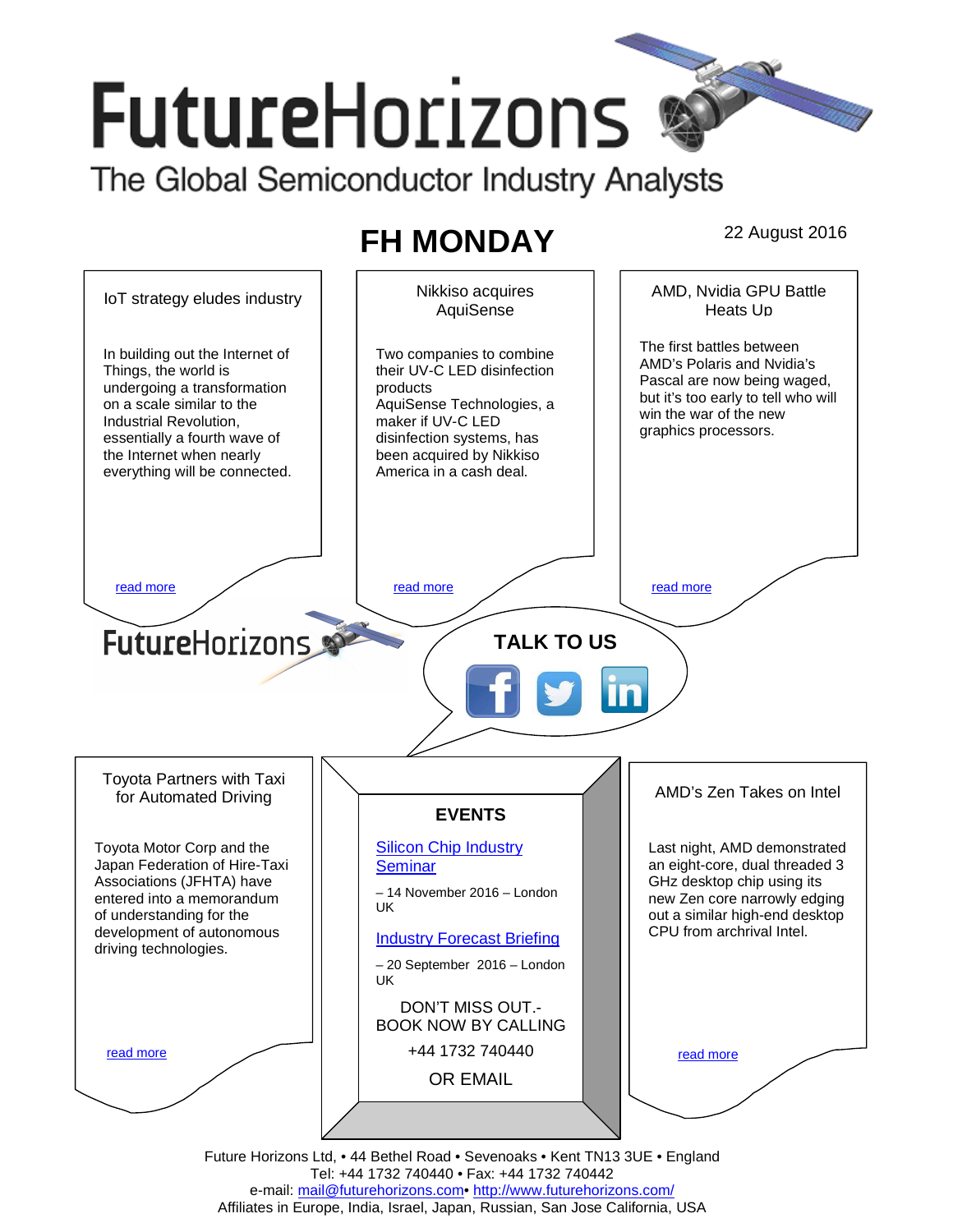# FutureHorizons

The Global Semiconductor Industry Analysts

## FH MONDAY

22 August 2016

### IoT strategy eludes industry

In building out the Internet of Things, the world is undergoing a transformation on a scale similar to the Industrial Revolution, essentially a fourth wave of the Internet when nearly everything will be connected.

read more

### Nikkiso acquires AquiSense

Two companies to combine their UV-C LED disinfection products
AquiSense Technologies, a maker if UV-C LED disinfection systems, has been acquired by Nikkiso America in a cash deal.

read more

### AMD, Nvidia GPU Battle Heats Up

The first battles between AMD's Polaris and Nvidia's Pascal are now being waged, but it's too early to tell who will win the war of the new graphics processors.

read more

FutureHorizons

**TALK TO US**

### Toyota Partners with Taxi for Automated Driving

Toyota Motor Corp and the Japan Federation of Hire-Taxi Associations (JFHTA) have entered into a memorandum of understanding for the development of autonomous driving technologies.

read more

### EVENTS

Silicon Chip Industry Seminar

– 14 November 2016 – London UK

Industry Forecast Briefing

– 20 September 2016 – London UK

DON'T MISS OUT.-
BOOK NOW BY CALLING

+44 1732 740440

OR EMAIL

### AMD's Zen Takes on Intel

Last night, AMD demonstrated an eight-core, dual threaded 3 GHz desktop chip using its new Zen core narrowly edging out a similar high-end desktop CPU from archrival Intel.

read more

Future Horizons Ltd, • 44 Bethel Road • Sevenoaks • Kent TN13 3UE • England
Tel: +44 1732 740440 • Fax: +44 1732 740442
e-mail: mail@futurehorizons.com• http://www.futurehorizons.com/
Affiliates in Europe, India, Israel, Japan, Russian, San Jose California, USA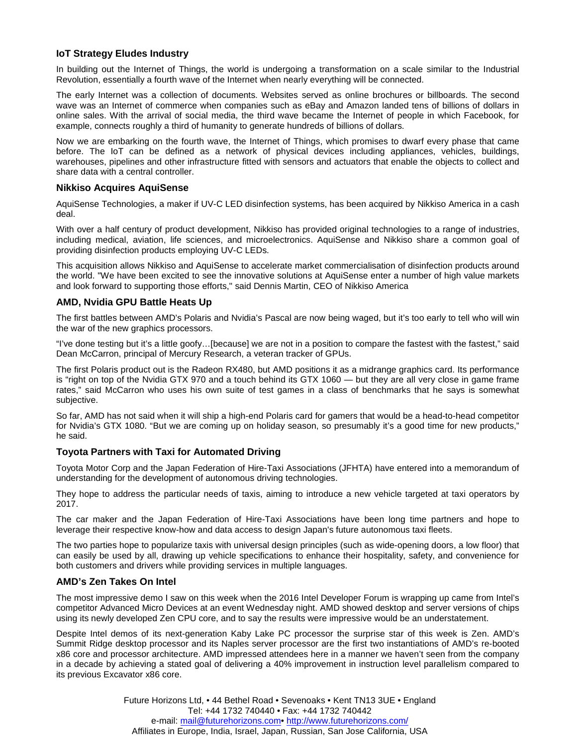### IoT Strategy Eludes Industry

In building out the Internet of Things, the world is undergoing a transformation on a scale similar to the Industrial Revolution, essentially a fourth wave of the Internet when nearly everything will be connected.

The early Internet was a collection of documents. Websites served as online brochures or billboards. The second wave was an Internet of commerce when companies such as eBay and Amazon landed tens of billions of dollars in online sales. With the arrival of social media, the third wave became the Internet of people in which Facebook, for example, connects roughly a third of humanity to generate hundreds of billions of dollars.

Now we are embarking on the fourth wave, the Internet of Things, which promises to dwarf every phase that came before. The IoT can be defined as a network of physical devices including appliances, vehicles, buildings, warehouses, pipelines and other infrastructure fitted with sensors and actuators that enable the objects to collect and share data with a central controller.

### Nikkiso Acquires AquiSense

AquiSense Technologies, a maker if UV-C LED disinfection systems, has been acquired by Nikkiso America in a cash deal.

With over a half century of product development, Nikkiso has provided original technologies to a range of industries, including medical, aviation, life sciences, and microelectronics. AquiSense and Nikkiso share a common goal of providing disinfection products employing UV-C LEDs.

This acquisition allows Nikkiso and AquiSense to accelerate market commercialisation of disinfection products around the world. "We have been excited to see the innovative solutions at AquiSense enter a number of high value markets and look forward to supporting those efforts," said Dennis Martin, CEO of Nikkiso America

### AMD, Nvidia GPU Battle Heats Up

The first battles between AMD's Polaris and Nvidia's Pascal are now being waged, but it's too early to tell who will win the war of the new graphics processors.

"I've done testing but it's a little goofy…[because] we are not in a position to compare the fastest with the fastest," said Dean McCarron, principal of Mercury Research, a veteran tracker of GPUs.

The first Polaris product out is the Radeon RX480, but AMD positions it as a midrange graphics card. Its performance is "right on top of the Nvidia GTX 970 and a touch behind its GTX 1060 — but they are all very close in game frame rates," said McCarron who uses his own suite of test games in a class of benchmarks that he says is somewhat subjective.

So far, AMD has not said when it will ship a high-end Polaris card for gamers that would be a head-to-head competitor for Nvidia's GTX 1080. "But we are coming up on holiday season, so presumably it's a good time for new products," he said.

### Toyota Partners with Taxi for Automated Driving

Toyota Motor Corp and the Japan Federation of Hire-Taxi Associations (JFHTA) have entered into a memorandum of understanding for the development of autonomous driving technologies.

They hope to address the particular needs of taxis, aiming to introduce a new vehicle targeted at taxi operators by 2017.

The car maker and the Japan Federation of Hire-Taxi Associations have been long time partners and hope to leverage their respective know-how and data access to design Japan's future autonomous taxi fleets.

The two parties hope to popularize taxis with universal design principles (such as wide-opening doors, a low floor) that can easily be used by all, drawing up vehicle specifications to enhance their hospitality, safety, and convenience for both customers and drivers while providing services in multiple languages.

### AMD's Zen Takes On Intel

The most impressive demo I saw on this week when the 2016 Intel Developer Forum is wrapping up came from Intel's competitor Advanced Micro Devices at an event Wednesday night. AMD showed desktop and server versions of chips using its newly developed Zen CPU core, and to say the results were impressive would be an understatement.

Despite Intel demos of its next-generation Kaby Lake PC processor the surprise star of this week is Zen. AMD's Summit Ridge desktop processor and its Naples server processor are the first two instantiations of AMD's re-booted x86 core and processor architecture. AMD impressed attendees here in a manner we haven't seen from the company in a decade by achieving a stated goal of delivering a 40% improvement in instruction level parallelism compared to its previous Excavator x86 core.